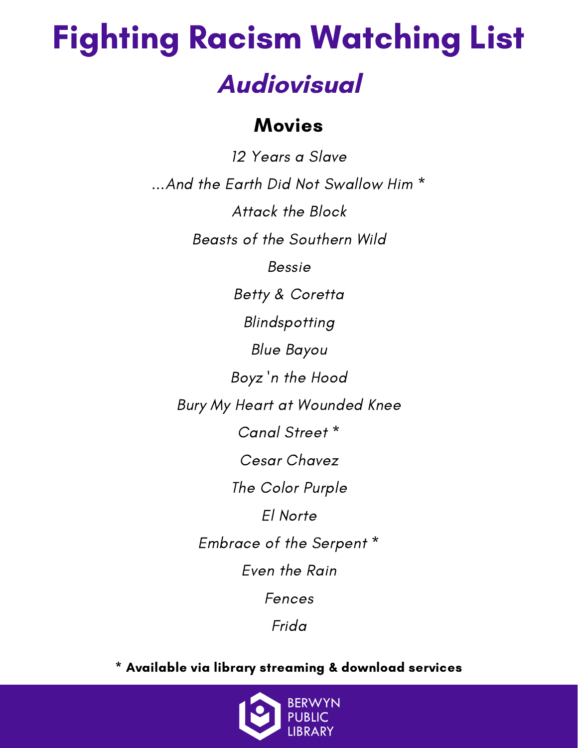# Fighting Racism Watching List

## *Audiovisual*

### Movies

*12 Years a Slave*

*...And the Earth Did Not Swallow Him* *

*Attack the Block*

*Beasts of the Southern Wild*

*Bessie*

*Betty & Coretta*

*Blindspotting*

*Blue Bayou*

*Boyz 'n the Hood*

*Bury My Heart at Wounded Knee*

*Canal Street* *

*Cesar Chavez*

*The Color Purple*

*El Norte*

*Embrace of the Serpent* *

*Even the Rain*

*Fences*

*Frida*

**\* Available via library streaming & download services**

BERWYN PUBLIC LIBRARY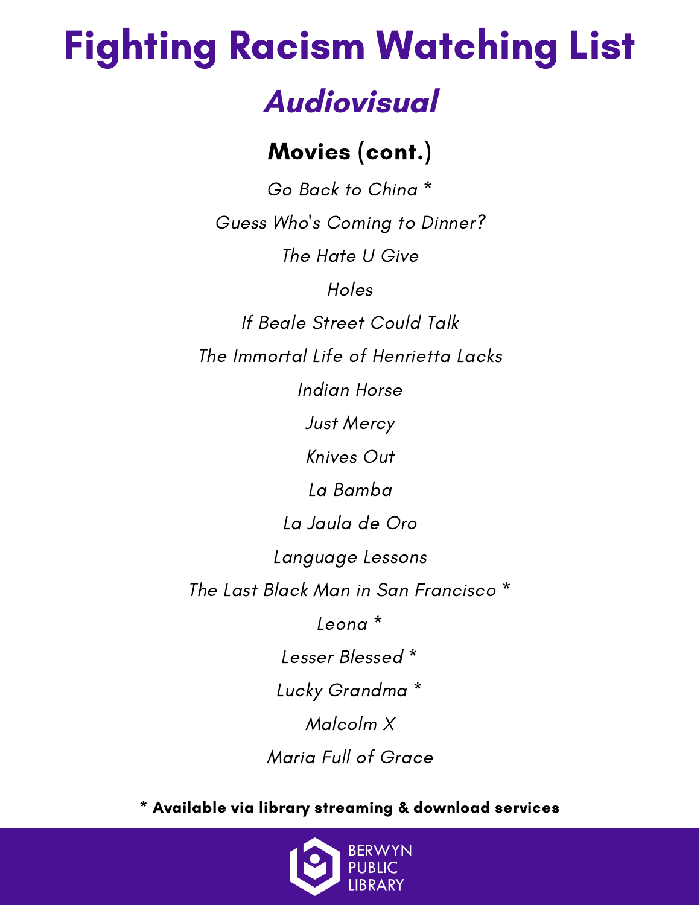# Fighting Racism Watching List

## *Audiovisual*

### Movies (cont.)

*Go Back to China* *

*Guess Who's Coming to Dinner?*

*The Hate U Give*

*Holes*

*If Beale Street Could Talk*

*The Immortal Life of Henrietta Lacks*

*Indian Horse*

*Just Mercy*

*Knives Out*

*La Bamba*

*La Jaula de Oro*

*Language Lessons*

*The Last Black Man in San Francisco* *

*Leona* *

*Lesser Blessed* *

*Lucky Grandma* *

*Malcolm X*

*Maria Full of Grace*

**\* Available via library streaming & download services**

BERWYN PUBLIC LIBRARY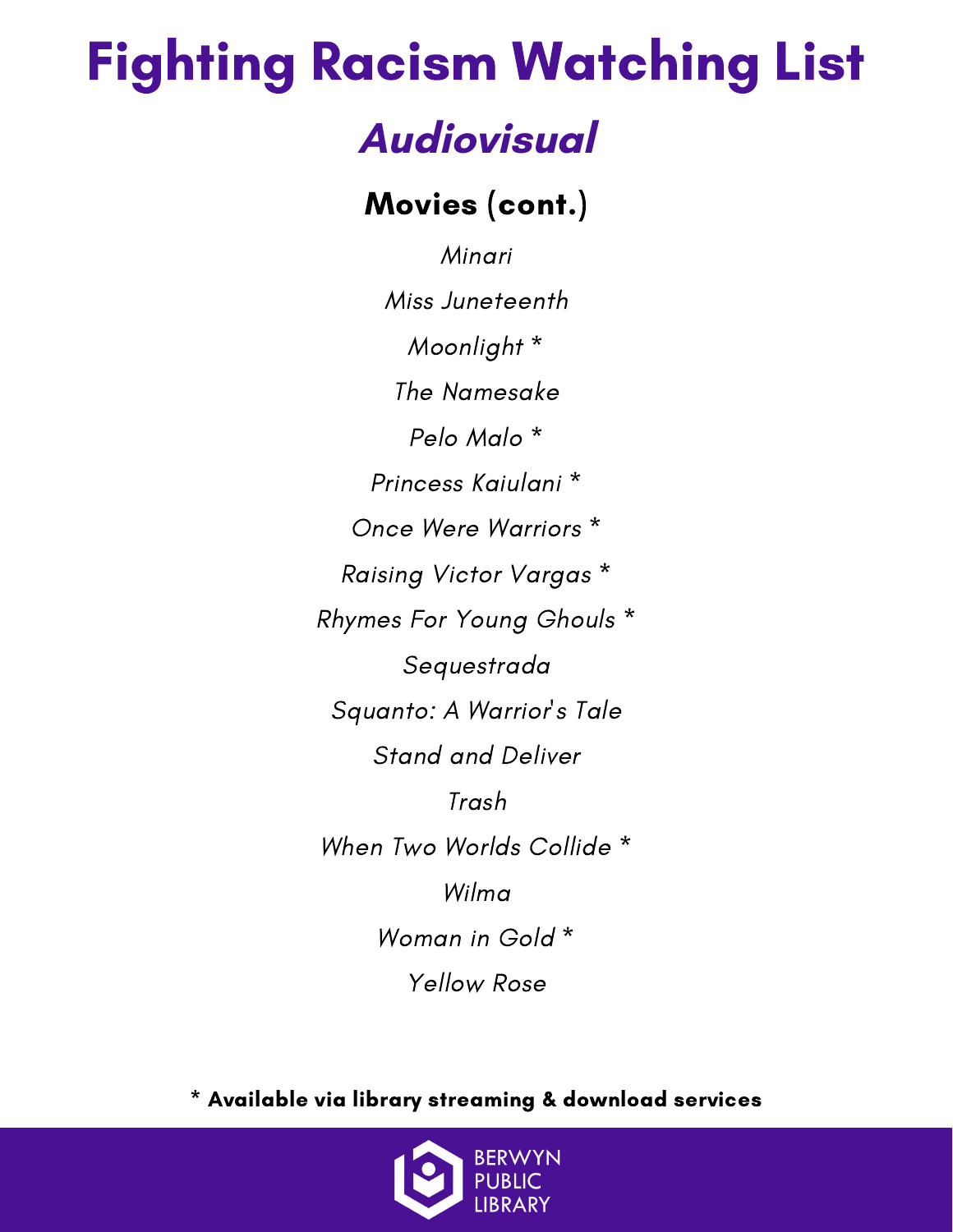# Fighting Racism Watching List

## *Audiovisual*

### Movies (cont.)

*Minari*

*Miss Juneteenth*

*Moonlight* *

*The Namesake*

*Pelo Malo* *

*Princess Kaiulani* *

*Once Were Warriors* *

*Raising Victor Vargas* *

*Rhymes For Young Ghouls* *

*Sequestrada*

*Squanto: A Warrior's Tale*

*Stand and Deliver*

*Trash*

*When Two Worlds Collide* *

*Wilma*

*Woman in Gold* *

*Yellow Rose*

**\* Available via library streaming & download services**

BERWYN PUBLIC LIBRARY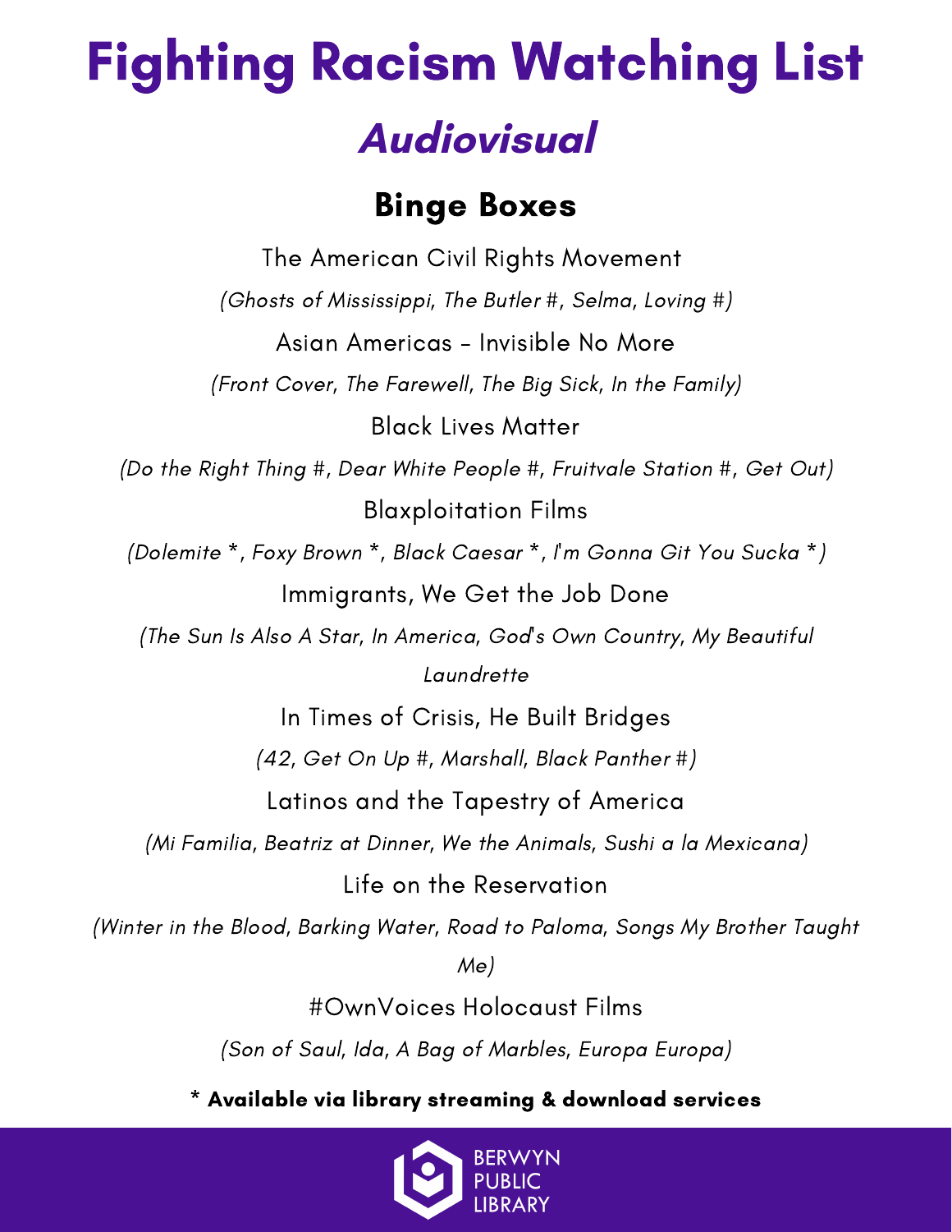# Fighting Racism Watching List

## *Audiovisual*

### Binge Boxes

The American Civil Rights Movement

*(Ghosts of Mississippi, The Butler #, Selma, Loving #)*

Asian Americas – Invisible No More

*(Front Cover, The Farewell, The Big Sick, In the Family)*

Black Lives Matter

*(Do the Right Thing #, Dear White People #, Fruitvale Station #, Get Out)*

Blaxploitation Films

*(Dolemite *, Foxy Brown *, Black Caesar *, I'm Gonna Git You Sucka *)*

Immigrants, We Get the Job Done

*(The Sun Is Also A Star, In America, God's Own Country, My Beautiful Laundrette*

In Times of Crisis, He Built Bridges

*(42, Get On Up #, Marshall, Black Panther #)*

Latinos and the Tapestry of America

*(Mi Familia, Beatriz at Dinner, We the Animals, Sushi a la Mexicana)*

Life on the Reservation

*(Winter in the Blood, Barking Water, Road to Paloma, Songs My Brother Taught Me)*

#OwnVoices Holocaust Films

*(Son of Saul, Ida, A Bag of Marbles, Europa Europa)*

**\* Available via library streaming & download services**

BERWYN PUBLIC LIBRARY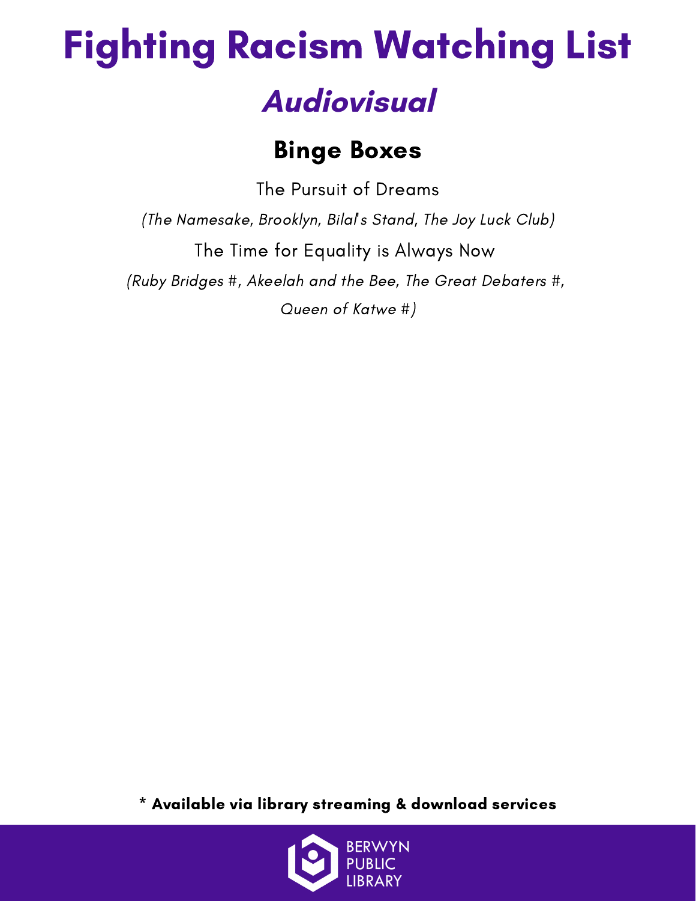# Fighting Racism Watching List

## *Audiovisual*

### Binge Boxes

The Pursuit of Dreams

*(The Namesake, Brooklyn, Bilal's Stand, The Joy Luck Club)*

The Time for Equality is Always Now

*(Ruby Bridges #, Akeelah and the Bee, The Great Debaters #, Queen of Katwe #)*

**\* Available via library streaming & download services**

BERWYN PUBLIC LIBRARY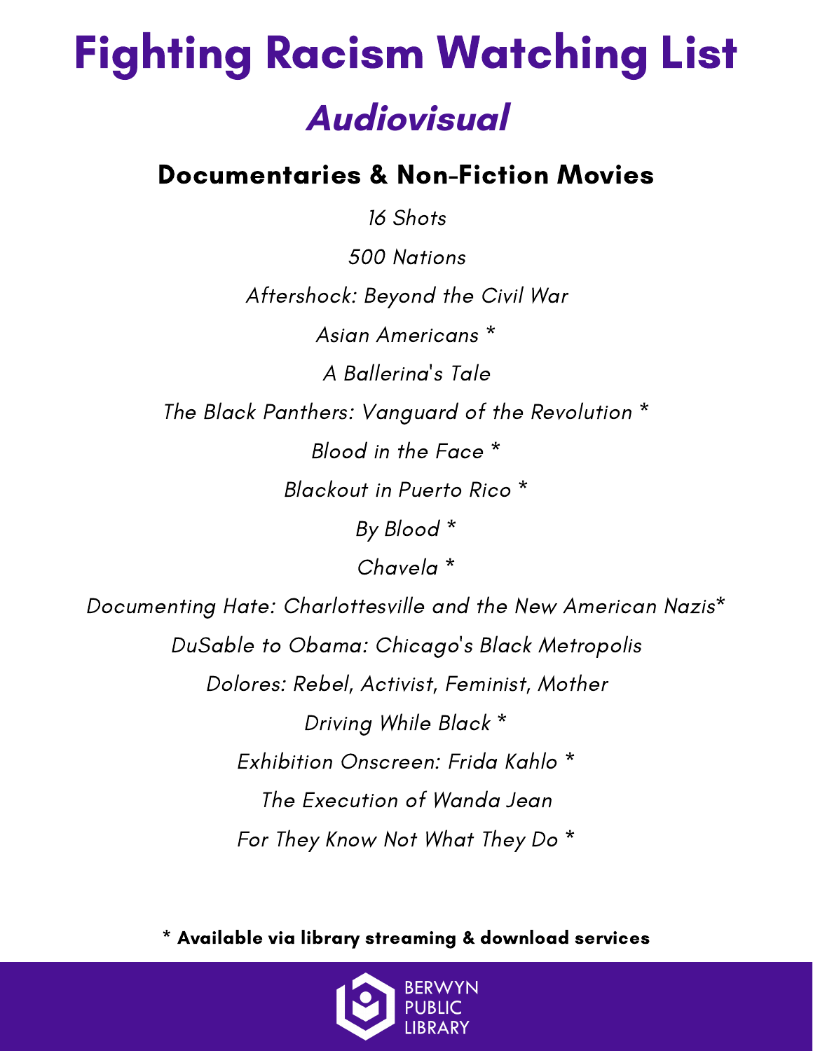# Fighting Racism Watching List

## *Audiovisual*

### Documentaries & Non-Fiction Movies

*16 Shots*

*500 Nations*

*Aftershock: Beyond the Civil War*

*Asian Americans* *

*A Ballerina's Tale*

*The Black Panthers: Vanguard of the Revolution* *

*Blood in the Face* *

*Blackout in Puerto Rico* *

*By Blood* *

*Chavela* *

*Documenting Hate: Charlottesville and the New American Nazis**

*DuSable to Obama: Chicago's Black Metropolis*

*Dolores: Rebel, Activist, Feminist, Mother*

*Driving While Black* *

*Exhibition Onscreen: Frida Kahlo* *

*The Execution of Wanda Jean*

*For They Know Not What They Do* *

**\* Available via library streaming & download services**

BERWYN PUBLIC LIBRARY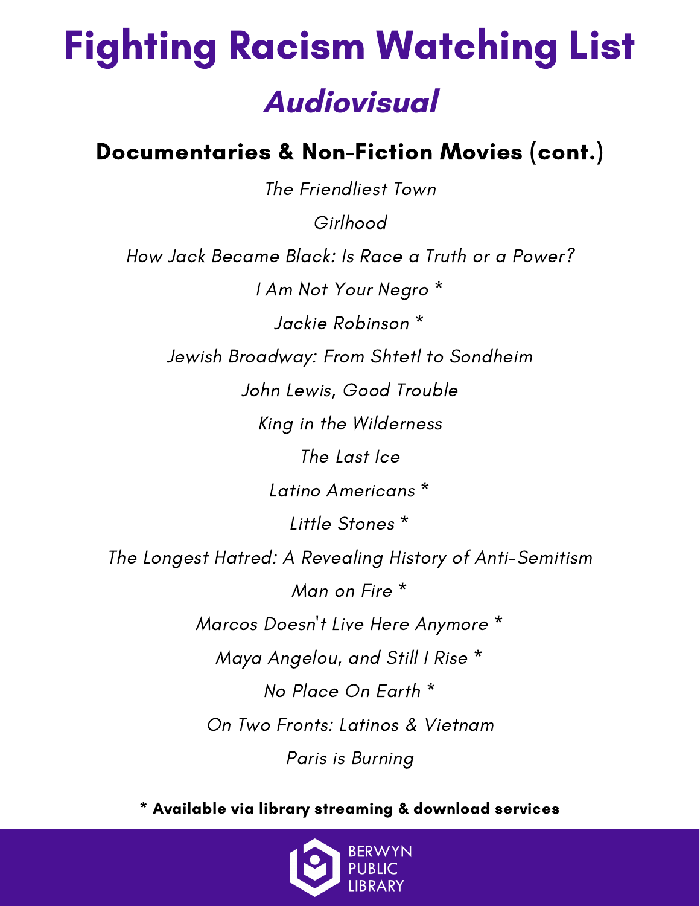# Fighting Racism Watching List

## *Audiovisual*

### Documentaries & Non-Fiction Movies (cont.)

*The Friendliest Town*

*Girlhood*

*How Jack Became Black: Is Race a Truth or a Power?*

*I Am Not Your Negro **

*Jackie Robinson **

*Jewish Broadway: From Shtetl to Sondheim*

*John Lewis, Good Trouble*

*King in the Wilderness*

*The Last Ice*

*Latino Americans **

*Little Stones **

*The Longest Hatred: A Revealing History of Anti-Semitism*

*Man on Fire **

*Marcos Doesn't Live Here Anymore **

*Maya Angelou, and Still I Rise **

*No Place On Earth **

*On Two Fronts: Latinos & Vietnam*

*Paris is Burning*

**\* Available via library streaming & download services**

BERWYN PUBLIC LIBRARY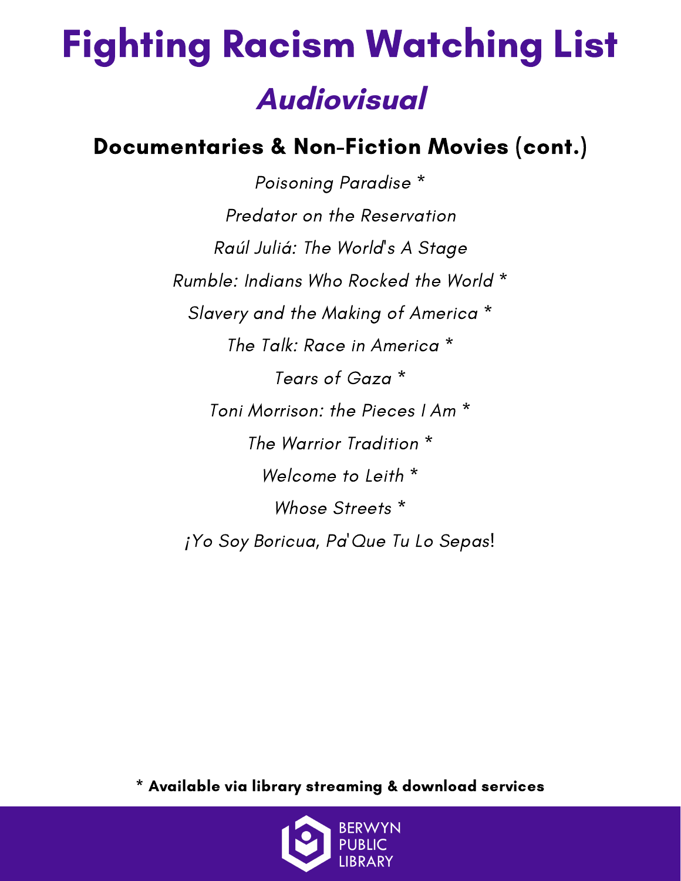# Fighting Racism Watching List

## *Audiovisual*

### Documentaries & Non-Fiction Movies (cont.)

*Poisoning Paradise* *

*Predator on the Reservation*

*Raúl Juliá: The World's A Stage*

*Rumble: Indians Who Rocked the World* *

*Slavery and the Making of America* *

*The Talk: Race in America* *

*Tears of Gaza* *

*Toni Morrison: the Pieces I Am* *

*The Warrior Tradition* *

*Welcome to Leith* *

*Whose Streets* *

*¡Yo Soy Boricua, Pa'Que Tu Lo Sepas*!

**\* Available via library streaming & download services**

BERWYN PUBLIC LIBRARY